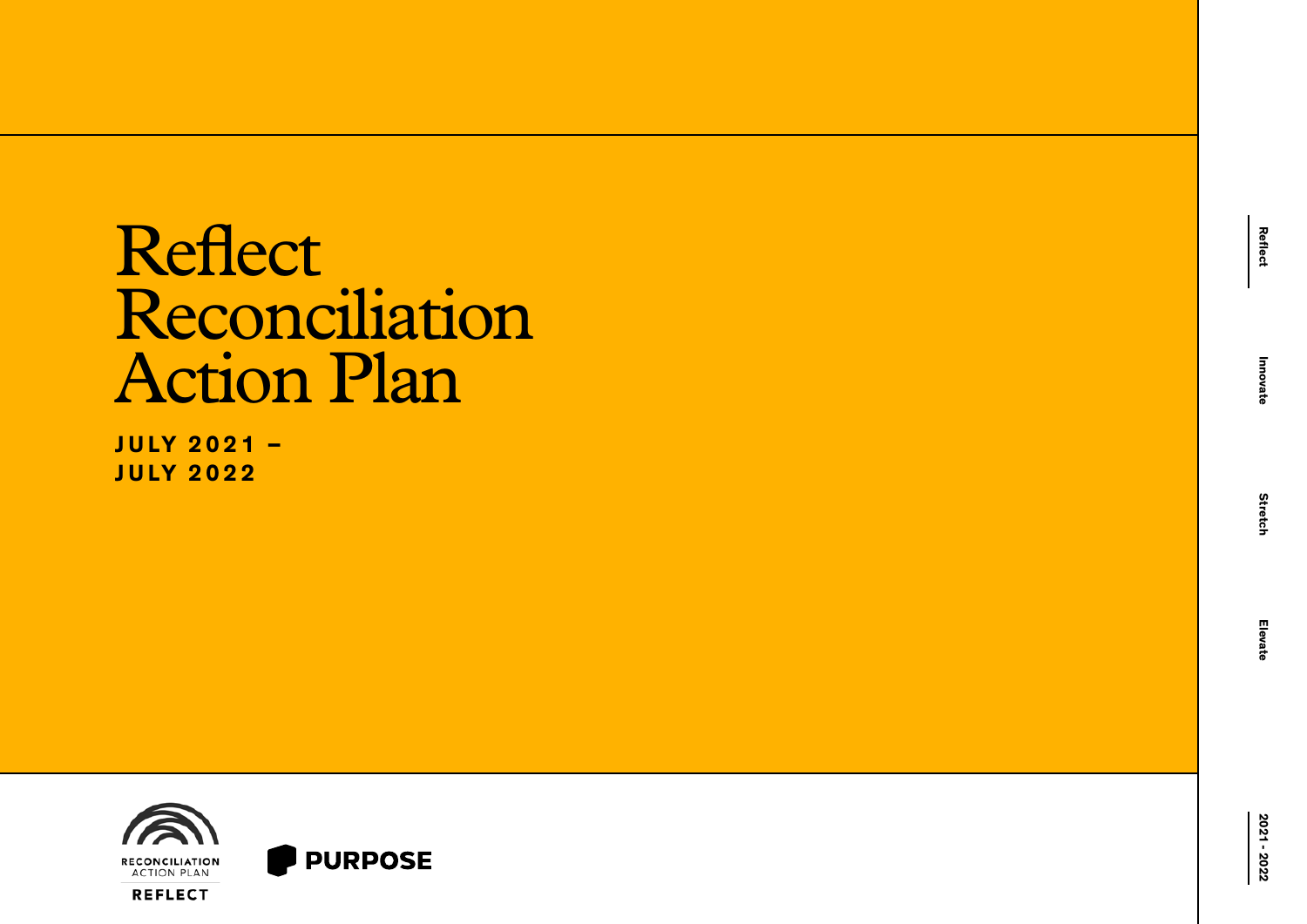# Reflect Reconciliation Action Plan

**JULY 2021 – JULY 2022**

RECONCILIATION ACTION PLAN
REFLECT

PURPOSE

Reflect

Innovate

Stretch

Elevate

2021 - 2022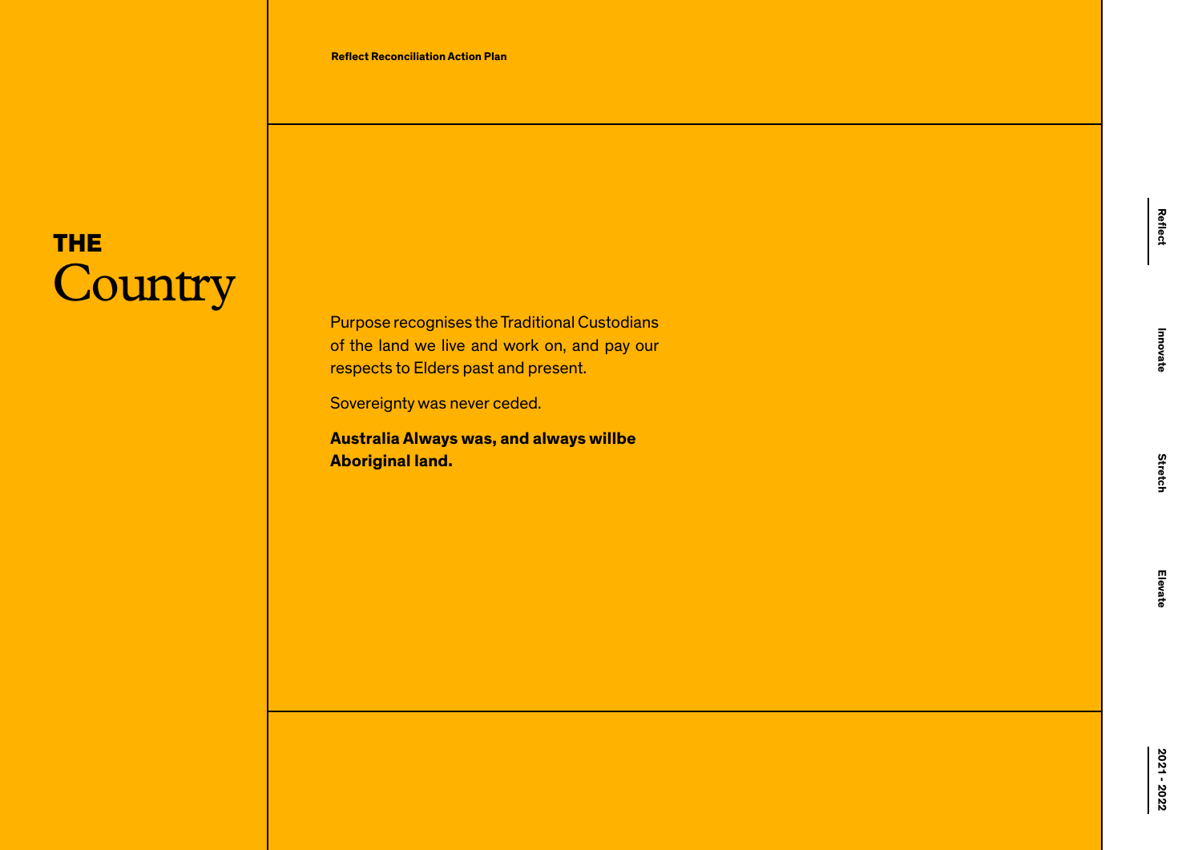# THE Country

Purpose recognises the Traditional Custodians of the land we live and work on, and pay our respects to Elders past and present.

Sovereignty was never ceded.

**Australia Always was, and always willbe Aboriginal land.**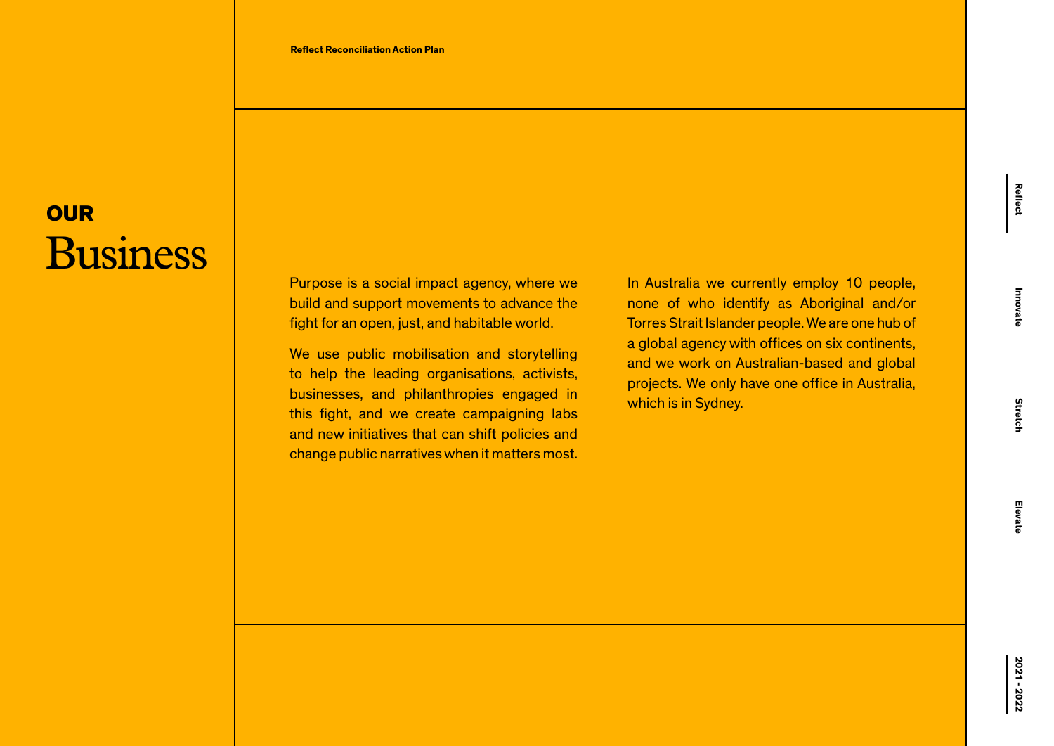# OUR Business

Purpose is a social impact agency, where we build and support movements to advance the fight for an open, just, and habitable world.

We use public mobilisation and storytelling to help the leading organisations, activists, businesses, and philanthropies engaged in this fight, and we create campaigning labs and new initiatives that can shift policies and change public narratives when it matters most.

In Australia we currently employ 10 people, none of who identify as Aboriginal and/or Torres Strait Islander people. We are one hub of a global agency with offices on six continents, and we work on Australian-based and global projects. We only have one office in Australia, which is in Sydney.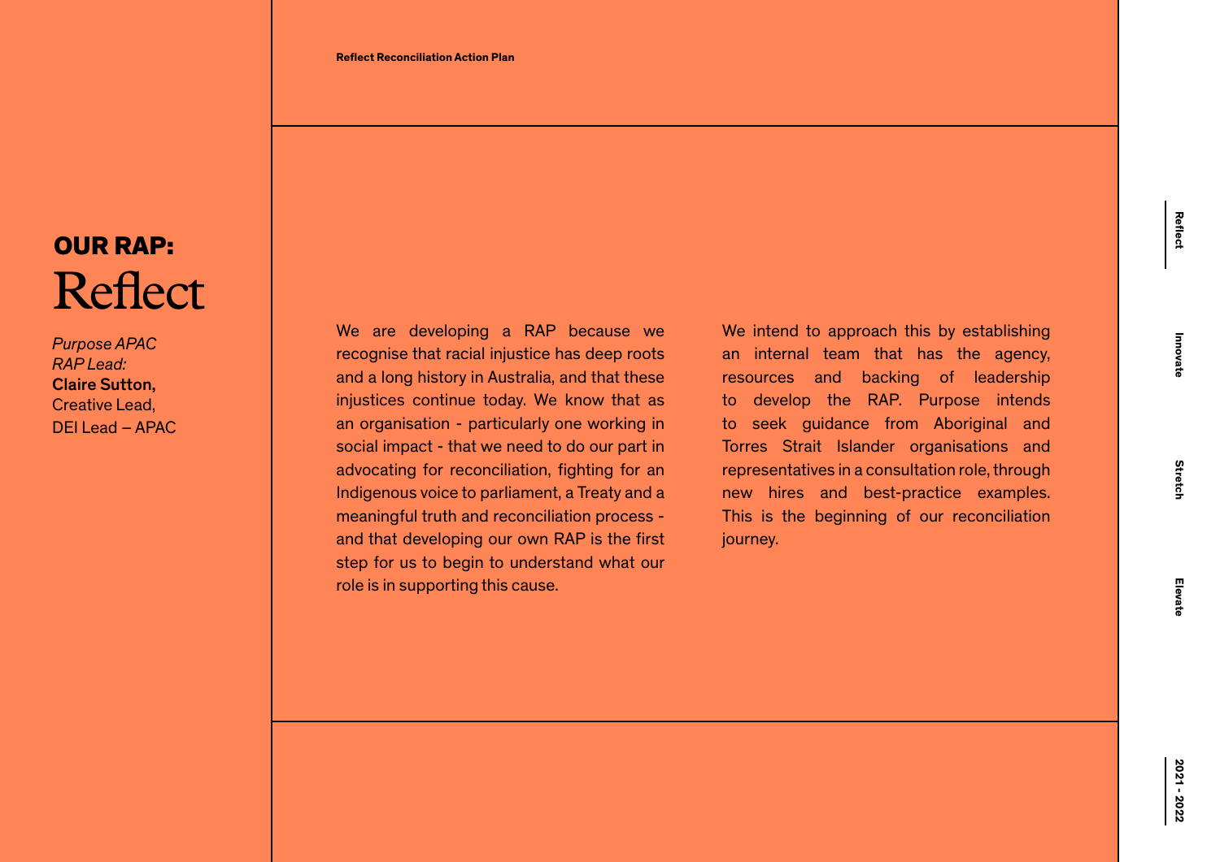# OUR RAP: Reflect

*Purpose APAC*
*RAP Lead:*
Claire Sutton,
Creative Lead,
DEI Lead – APAC

We are developing a RAP because we recognise that racial injustice has deep roots and a long history in Australia, and that these injustices continue today. We know that as an organisation - particularly one working in social impact - that we need to do our part in advocating for reconciliation, fighting for an Indigenous voice to parliament, a Treaty and a meaningful truth and reconciliation process - and that developing our own RAP is the first step for us to begin to understand what our role is in supporting this cause.

We intend to approach this by establishing an internal team that has the agency, resources and backing of leadership to develop the RAP. Purpose intends to seek guidance from Aboriginal and Torres Strait Islander organisations and representatives in a consultation role, through new hires and best-practice examples. This is the beginning of our reconciliation journey.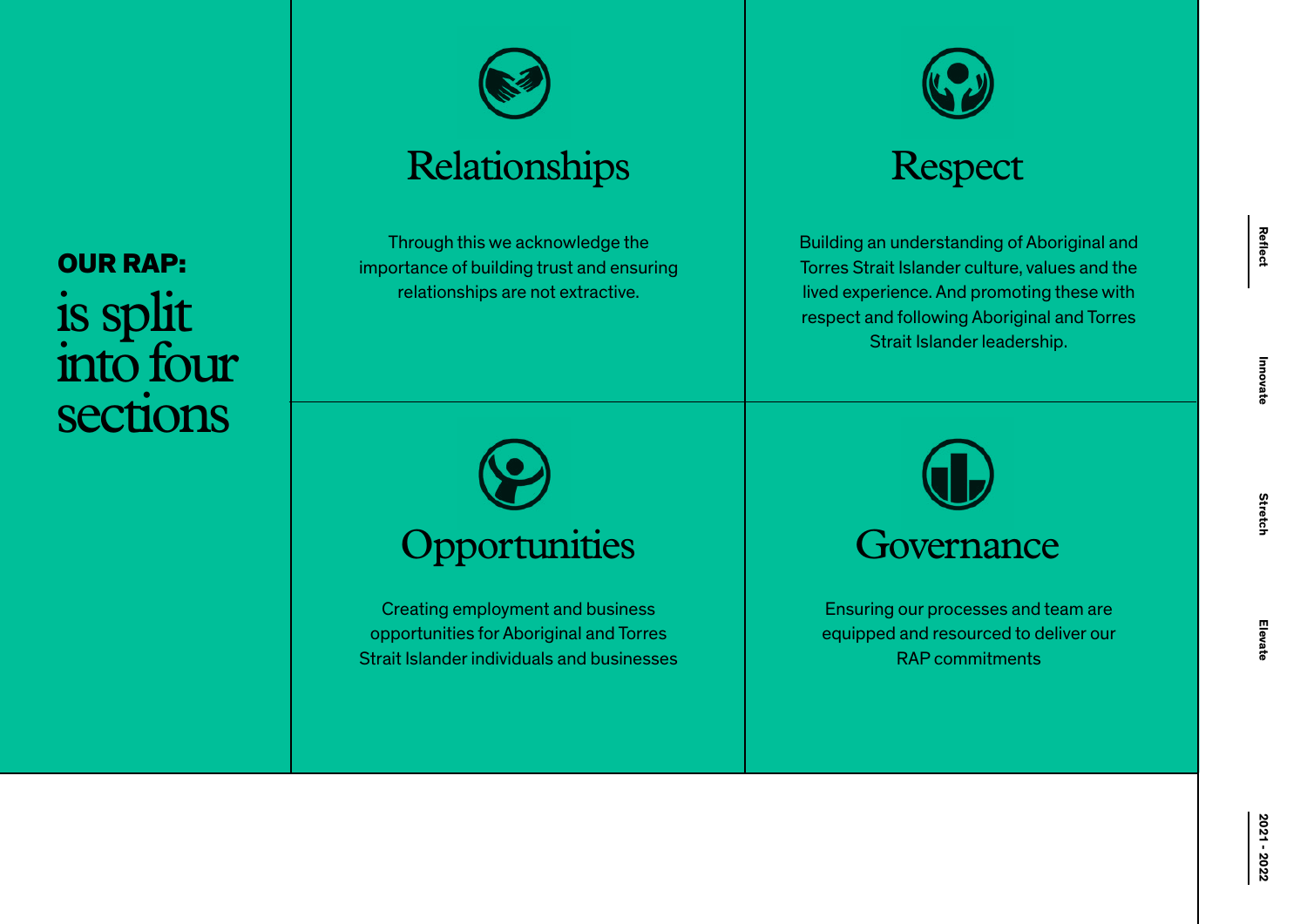**OUR RAP:**
# is split into four sections

## Relationships

Through this we acknowledge the importance of building trust and ensuring relationships are not extractive.

## Respect

Building an understanding of Aboriginal and Torres Strait Islander culture, values and the lived experience. And promoting these with respect and following Aboriginal and Torres Strait Islander leadership.

## Opportunities

Creating employment and business opportunities for Aboriginal and Torres Strait Islander individuals and businesses

## Governance

Ensuring our processes and team are equipped and resourced to deliver our RAP commitments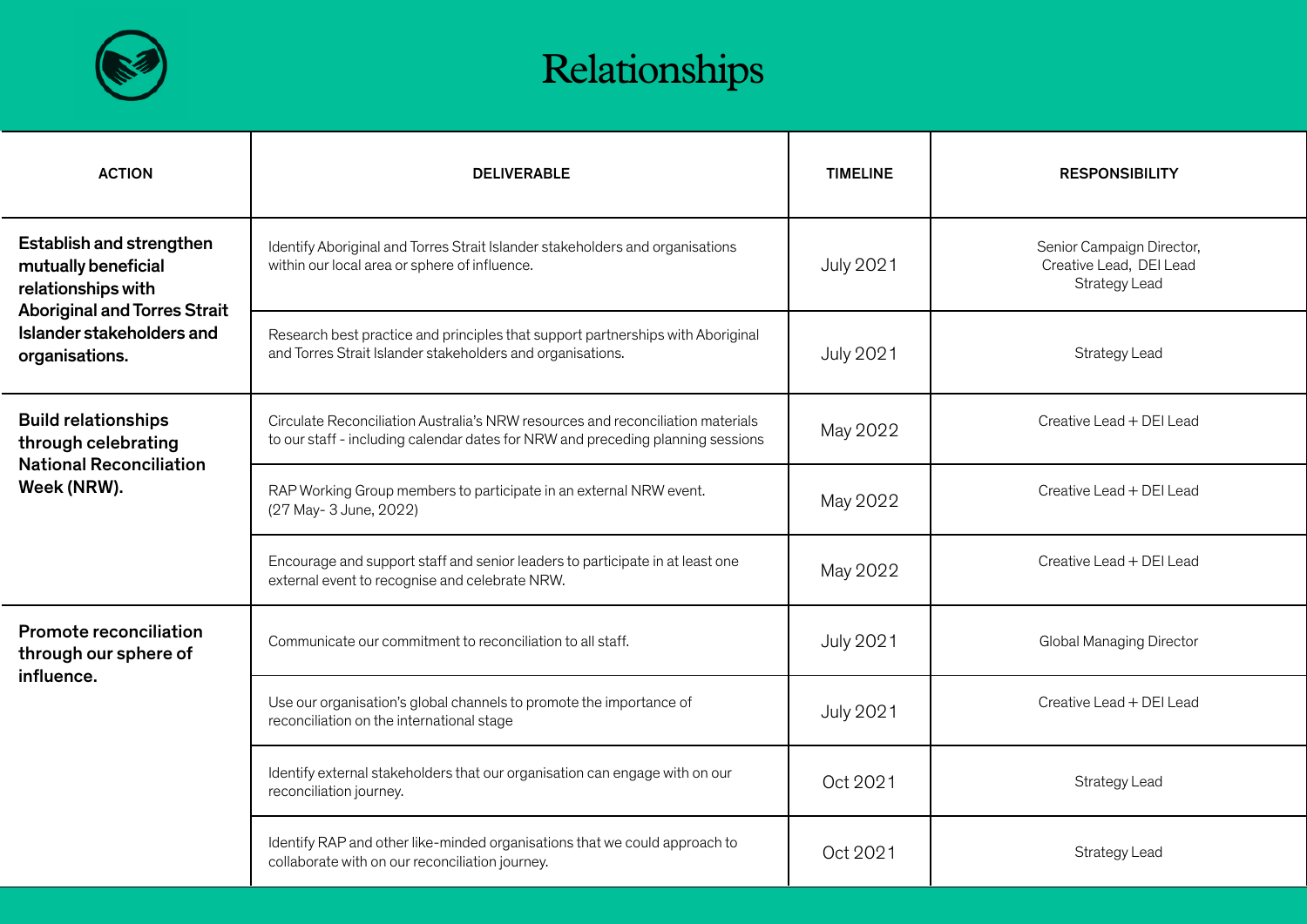# Relationships

| ACTION | DELIVERABLE | TIMELINE | RESPONSIBILITY |
|---|---|---|---|
| **Establish and strengthen mutually beneficial relationships with Aboriginal and Torres Strait Islander stakeholders and organisations.** | Identify Aboriginal and Torres Strait Islander stakeholders and organisations within our local area or sphere of influence. | July 2021 | Senior Campaign Director, Creative Lead, DEI Lead Strategy Lead |
| | Research best practice and principles that support partnerships with Aboriginal and Torres Strait Islander stakeholders and organisations. | July 2021 | Strategy Lead |
| **Build relationships through celebrating National Reconciliation Week (NRW).** | Circulate Reconciliation Australia's NRW resources and reconciliation materials to our staff - including calendar dates for NRW and preceding planning sessions | May 2022 | Creative Lead + DEI Lead |
| | RAP Working Group members to participate in an external NRW event. (27 May- 3 June, 2022) | May 2022 | Creative Lead + DEI Lead |
| | Encourage and support staff and senior leaders to participate in at least one external event to recognise and celebrate NRW. | May 2022 | Creative Lead + DEI Lead |
| **Promote reconciliation through our sphere of influence.** | Communicate our commitment to reconciliation to all staff. | July 2021 | Global Managing Director |
| | Use our organisation's global channels to promote the importance of reconciliation on the international stage | July 2021 | Creative Lead + DEI Lead |
| | Identify external stakeholders that our organisation can engage with on our reconciliation journey. | Oct 2021 | Strategy Lead |
| | Identify RAP and other like-minded organisations that we could approach to collaborate with on our reconciliation journey. | Oct 2021 | Strategy Lead |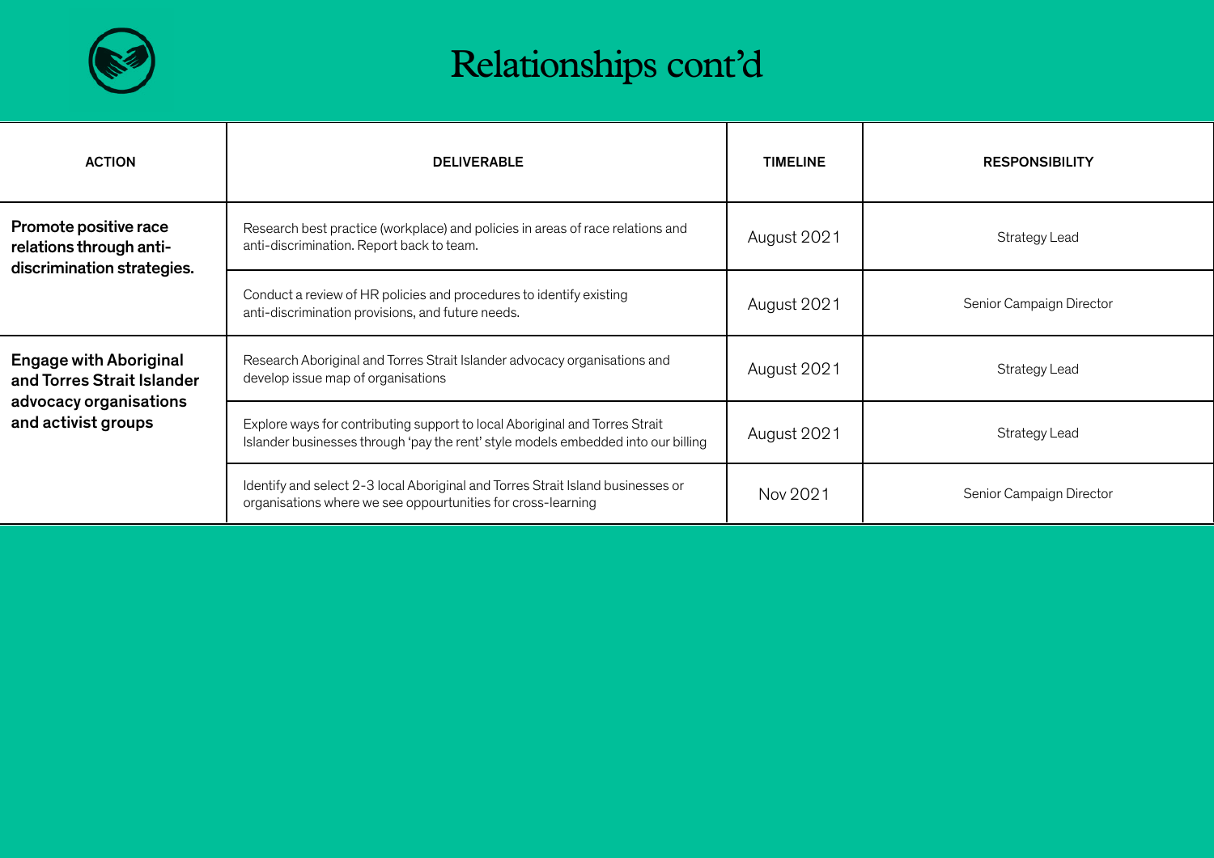# Relationships cont'd

| ACTION | DELIVERABLE | TIMELINE | RESPONSIBILITY |
| --- | --- | --- | --- |
| **Promote positive race relations through anti-discrimination strategies.** | Research best practice (workplace) and policies in areas of race relations and anti-discrimination. Report back to team. | August 2021 | Strategy Lead |
| | Conduct a review of HR policies and procedures to identify existing anti-discrimination provisions, and future needs. | August 2021 | Senior Campaign Director |
| **Engage with Aboriginal and Torres Strait Islander advocacy organisations and activist groups** | Research Aboriginal and Torres Strait Islander advocacy organisations and develop issue map of organisations | August 2021 | Strategy Lead |
| | Explore ways for contributing support to local Aboriginal and Torres Strait Islander businesses through 'pay the rent' style models embedded into our billing | August 2021 | Strategy Lead |
| | Identify and select 2-3 local Aboriginal and Torres Strait Island businesses or organisations where we see oppourtunities for cross-learning | Nov 2021 | Senior Campaign Director |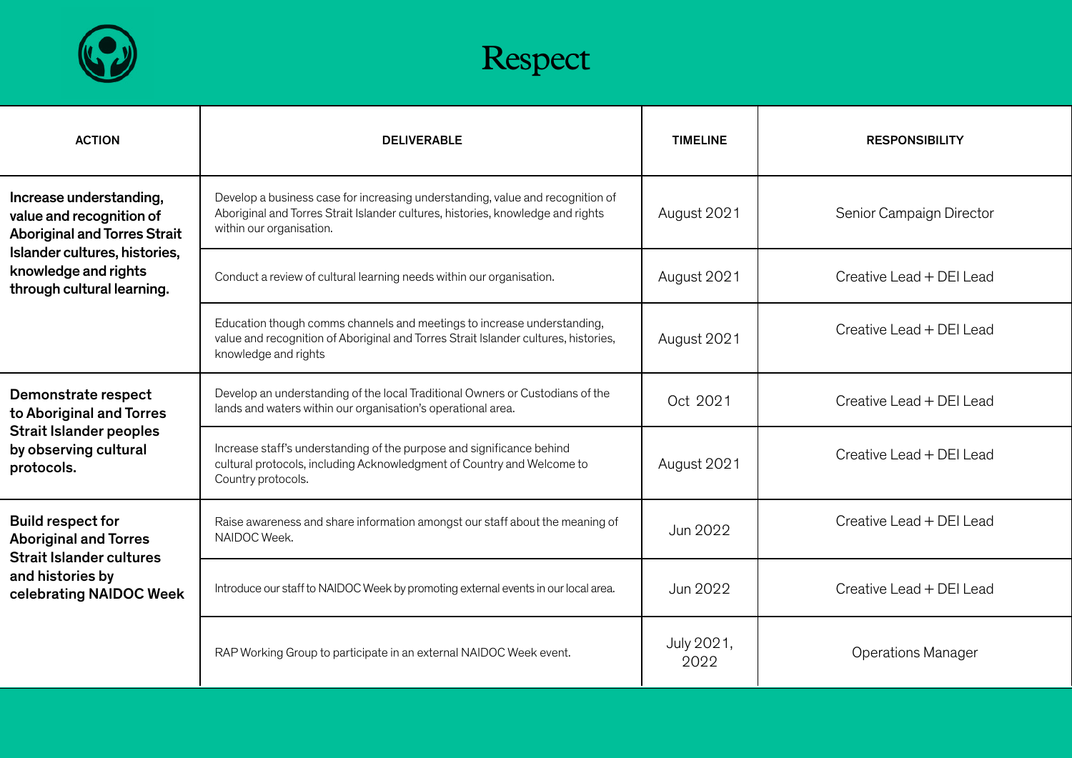# Respect

| ACTION | DELIVERABLE | TIMELINE | RESPONSIBILITY |
|---|---|---|---|
| **Increase understanding, value and recognition of Aboriginal and Torres Strait Islander cultures, histories, knowledge and rights through cultural learning.** | Develop a business case for increasing understanding, value and recognition of Aboriginal and Torres Strait Islander cultures, histories, knowledge and rights within our organisation. | August 2021 | Senior Campaign Director |
| | Conduct a review of cultural learning needs within our organisation. | August 2021 | Creative Lead + DEI Lead |
| | Education though comms channels and meetings to increase understanding, value and recognition of Aboriginal and Torres Strait Islander cultures, histories, knowledge and rights | August 2021 | Creative Lead + DEI Lead |
| **Demonstrate respect to Aboriginal and Torres Strait Islander peoples by observing cultural protocols.** | Develop an understanding of the local Traditional Owners or Custodians of the lands and waters within our organisation's operational area. | Oct 2021 | Creative Lead + DEI Lead |
| | Increase staff's understanding of the purpose and significance behind cultural protocols, including Acknowledgment of Country and Welcome to Country protocols. | August 2021 | Creative Lead + DEI Lead |
| **Build respect for Aboriginal and Torres Strait Islander cultures and histories by celebrating NAIDOC Week** | Raise awareness and share information amongst our staff about the meaning of NAIDOC Week. | Jun 2022 | Creative Lead + DEI Lead |
| | Introduce our staff to NAIDOC Week by promoting external events in our local area. | Jun 2022 | Creative Lead + DEI Lead |
| | RAP Working Group to participate in an external NAIDOC Week event. | July 2021, 2022 | Operations Manager |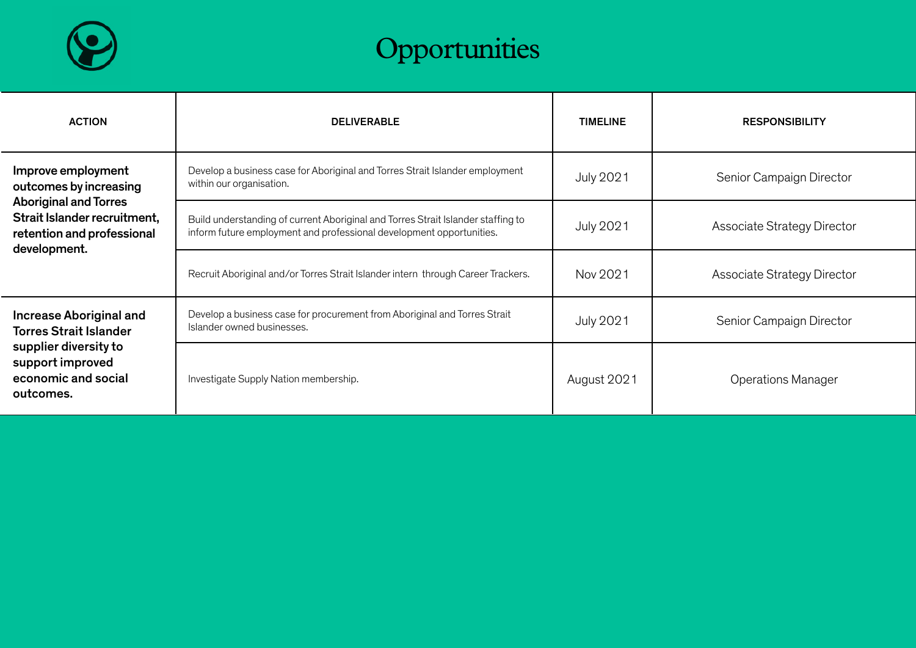# Opportunities

| ACTION | DELIVERABLE | TIMELINE | RESPONSIBILITY |
|---|---|---|---|
| **Improve employment outcomes by increasing Aboriginal and Torres Strait Islander recruitment, retention and professional development.** | Develop a business case for Aboriginal and Torres Strait Islander employment within our organisation. | July 2021 | Senior Campaign Director |
| | Build understanding of current Aboriginal and Torres Strait Islander staffing to inform future employment and professional development opportunities. | July 2021 | Associate Strategy Director |
| | Recruit Aboriginal and/or Torres Strait Islander intern through Career Trackers. | Nov 2021 | Associate Strategy Director |
| **Increase Aboriginal and Torres Strait Islander supplier diversity to support improved economic and social outcomes.** | Develop a business case for procurement from Aboriginal and Torres Strait Islander owned businesses. | July 2021 | Senior Campaign Director |
| | Investigate Supply Nation membership. | August 2021 | Operations Manager |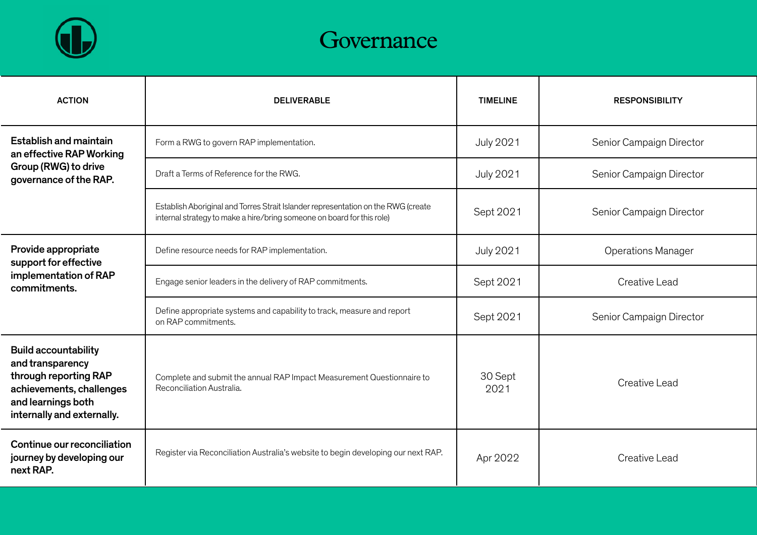# Governance

| ACTION | DELIVERABLE | TIMELINE | RESPONSIBILITY |
|---|---|---|---|
| **Establish and maintain an effective RAP Working Group (RWG) to drive governance of the RAP.** | Form a RWG to govern RAP implementation. | July 2021 | Senior Campaign Director |
| | Draft a Terms of Reference for the RWG. | July 2021 | Senior Campaign Director |
| | Establish Aboriginal and Torres Strait Islander representation on the RWG (create internal strategy to make a hire/bring someone on board for this role) | Sept 2021 | Senior Campaign Director |
| **Provide appropriate support for effective implementation of RAP commitments.** | Define resource needs for RAP implementation. | July 2021 | Operations Manager |
| | Engage senior leaders in the delivery of RAP commitments. | Sept 2021 | Creative Lead |
| | Define appropriate systems and capability to track, measure and report on RAP commitments. | Sept 2021 | Senior Campaign Director |
| **Build accountability and transparency through reporting RAP achievements, challenges and learnings both internally and externally.** | Complete and submit the annual RAP Impact Measurement Questionnaire to Reconciliation Australia. | 30 Sept 2021 | Creative Lead |
| **Continue our reconciliation journey by developing our next RAP.** | Register via Reconciliation Australia's website to begin developing our next RAP. | Apr 2022 | Creative Lead |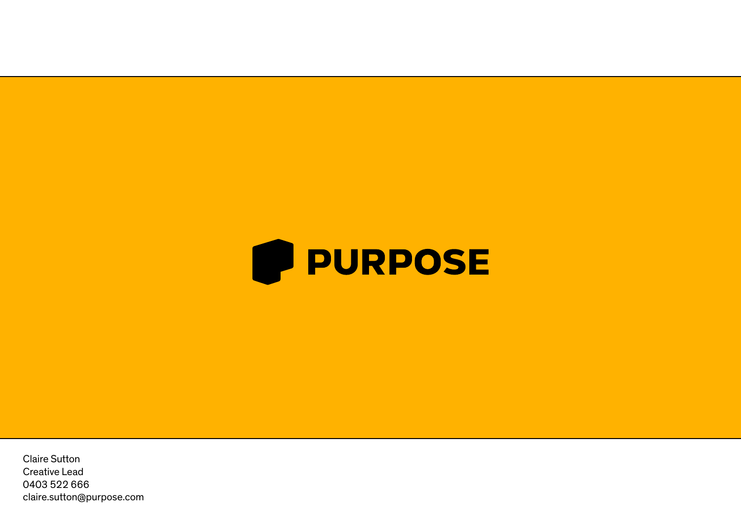PURPOSE

Claire Sutton
Creative Lead
0403 522 666
claire.sutton@purpose.com